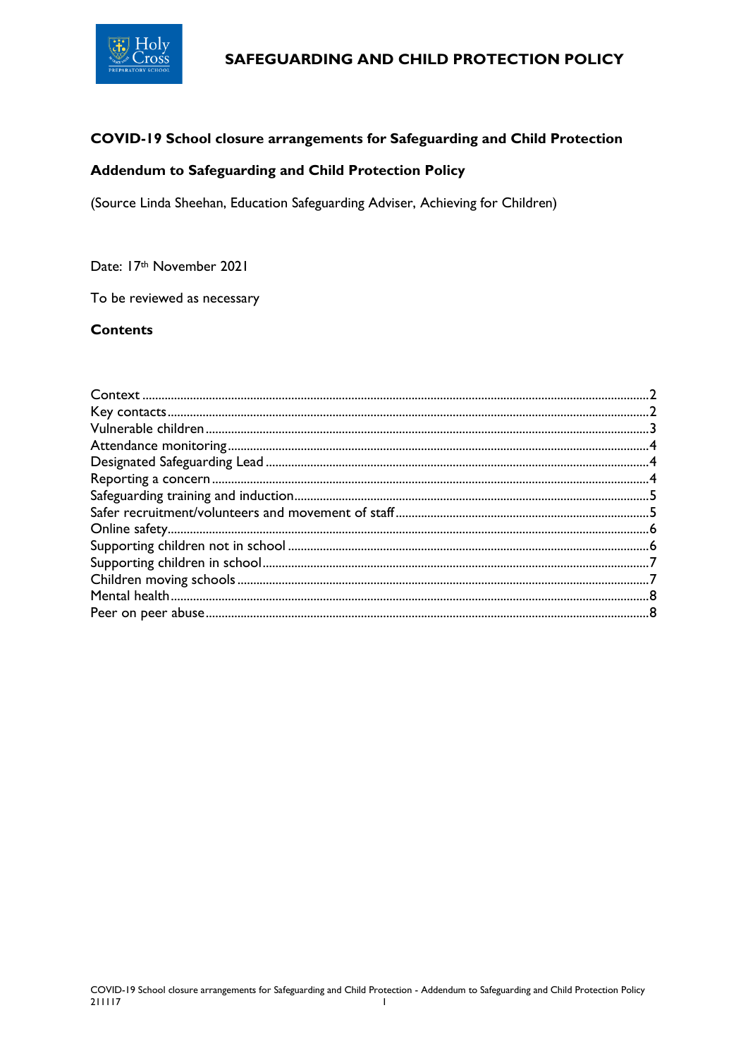# SAFEGUARDING AND CHILD PROTECTION POLICY

## COVID-19 School closure arrangements for Safeguarding and Child Protection

## Addendum to Safeguarding and Child Protection Policy

(Source Linda Sheehan, Education Safeguarding Adviser, Achieving for Children)

Date: 17th November 2021

To be reviewed as necessary

### Contents

Context ..... 2
Key contacts ..... 2
Vulnerable children ..... 3
Attendance monitoring ..... 4
Designated Safeguarding Lead ..... 4
Reporting a concern ..... 4
Safeguarding training and induction ..... 5
Safer recruitment/volunteers and movement of staff ..... 5
Online safety ..... 6
Supporting children not in school ..... 6
Supporting children in school ..... 7
Children moving schools ..... 7
Mental health ..... 8
Peer on peer abuse ..... 8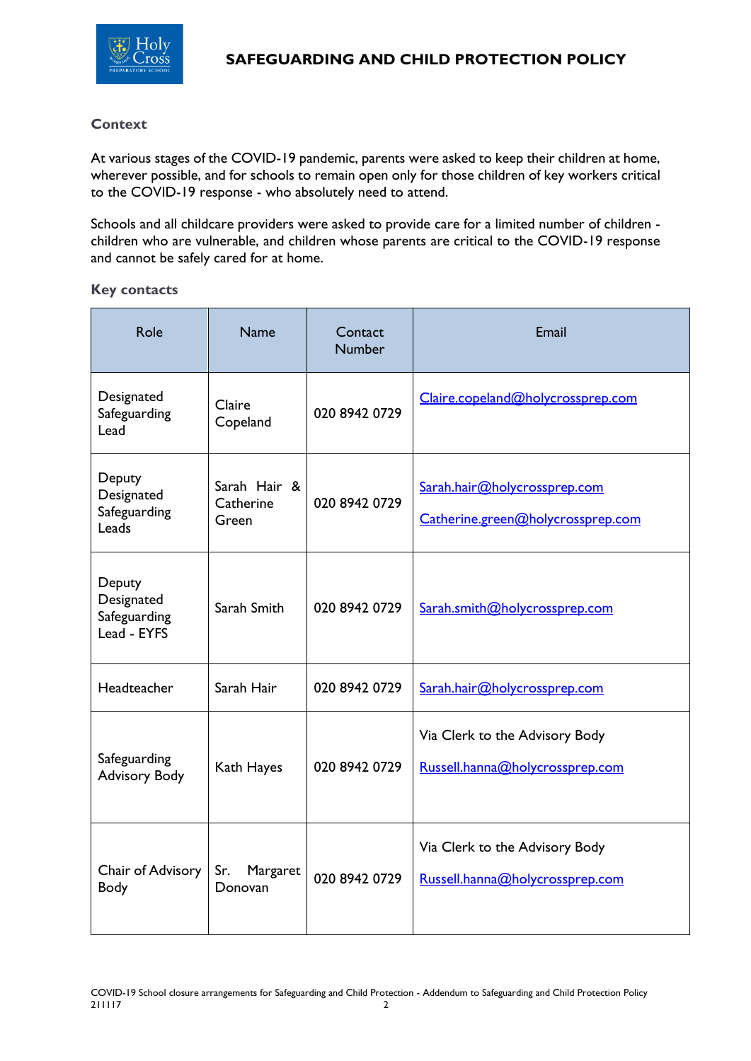## Context

At various stages of the COVID-19 pandemic, parents were asked to keep their children at home, wherever possible, and for schools to remain open only for those children of key workers critical to the COVID-19 response - who absolutely need to attend.

Schools and all childcare providers were asked to provide care for a limited number of children - children who are vulnerable, and children whose parents are critical to the COVID-19 response and cannot be safely cared for at home.

## Key contacts

| Role | Name | Contact Number | Email |
|---|---|---|---|
| Designated Safeguarding Lead | Claire Copeland | 020 8942 0729 | Claire.copeland@holycrossprep.com |
| Deputy Designated Safeguarding Leads | Sarah Hair & Catherine Green | 020 8942 0729 | Sarah.hair@holycrossprep.com<br>Catherine.green@holycrossprep.com |
| Deputy Designated Safeguarding Lead - EYFS | Sarah Smith | 020 8942 0729 | Sarah.smith@holycrossprep.com |
| Headteacher | Sarah Hair | 020 8942 0729 | Sarah.hair@holycrossprep.com |
| Safeguarding Advisory Body | Kath Hayes | 020 8942 0729 | Via Clerk to the Advisory Body<br>Russell.hanna@holycrossprep.com |
| Chair of Advisory Body | Sr. Margaret Donovan | 020 8942 0729 | Via Clerk to the Advisory Body<br>Russell.hanna@holycrossprep.com |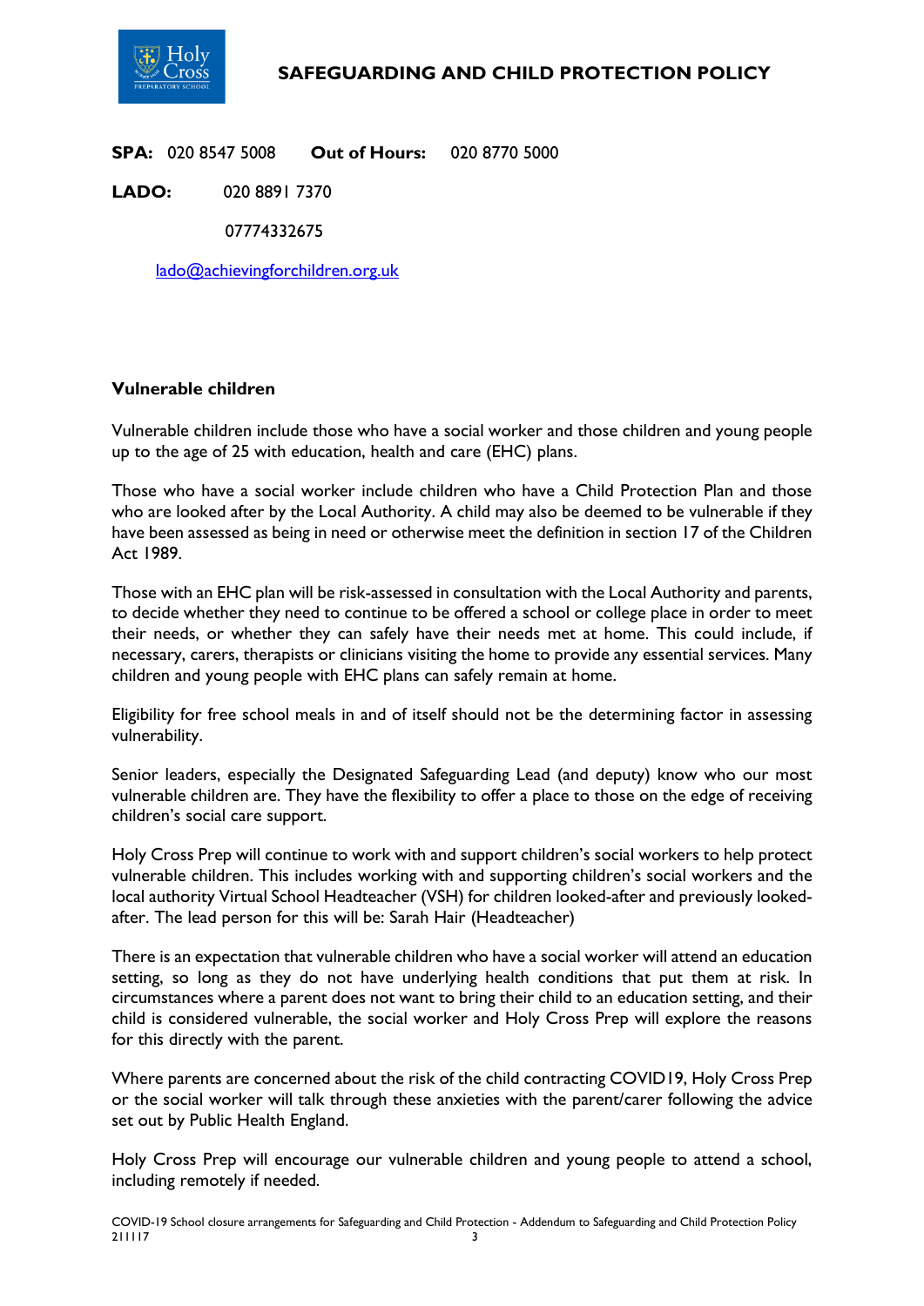**SPA:** 020 8547 5008 **Out of Hours:** 020 8770 5000

**LADO:** 020 8891 7370

07774332675

lado@achievingforchildren.org.uk

**Vulnerable children**

Vulnerable children include those who have a social worker and those children and young people up to the age of 25 with education, health and care (EHC) plans.

Those who have a social worker include children who have a Child Protection Plan and those who are looked after by the Local Authority. A child may also be deemed to be vulnerable if they have been assessed as being in need or otherwise meet the definition in section 17 of the Children Act 1989.

Those with an EHC plan will be risk-assessed in consultation with the Local Authority and parents, to decide whether they need to continue to be offered a school or college place in order to meet their needs, or whether they can safely have their needs met at home. This could include, if necessary, carers, therapists or clinicians visiting the home to provide any essential services. Many children and young people with EHC plans can safely remain at home.

Eligibility for free school meals in and of itself should not be the determining factor in assessing vulnerability.

Senior leaders, especially the Designated Safeguarding Lead (and deputy) know who our most vulnerable children are. They have the flexibility to offer a place to those on the edge of receiving children's social care support.

Holy Cross Prep will continue to work with and support children's social workers to help protect vulnerable children. This includes working with and supporting children's social workers and the local authority Virtual School Headteacher (VSH) for children looked-after and previously looked-after. The lead person for this will be: Sarah Hair (Headteacher)

There is an expectation that vulnerable children who have a social worker will attend an education setting, so long as they do not have underlying health conditions that put them at risk. In circumstances where a parent does not want to bring their child to an education setting, and their child is considered vulnerable, the social worker and Holy Cross Prep will explore the reasons for this directly with the parent.

Where parents are concerned about the risk of the child contracting COVID19, Holy Cross Prep or the social worker will talk through these anxieties with the parent/carer following the advice set out by Public Health England.

Holy Cross Prep will encourage our vulnerable children and young people to attend a school, including remotely if needed.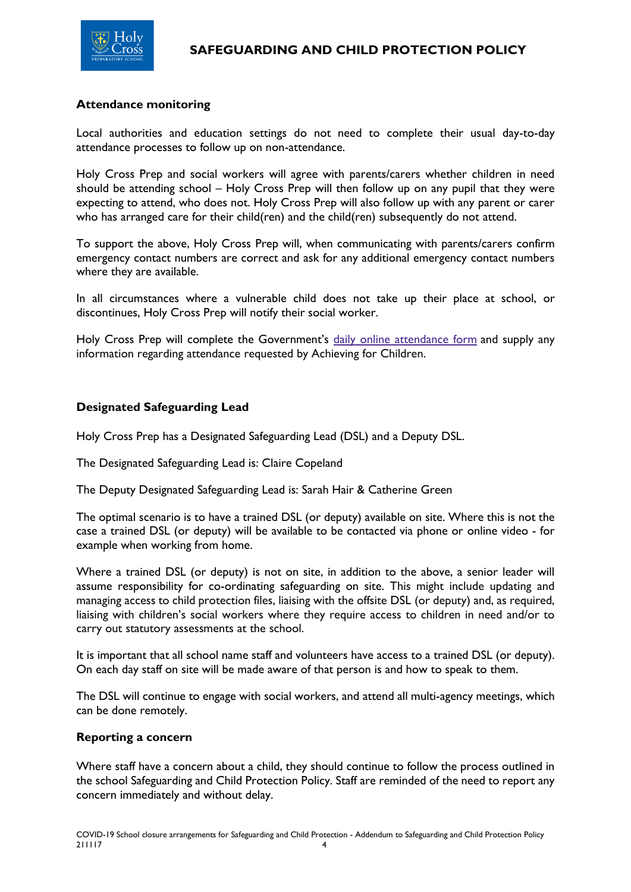## Attendance monitoring

Local authorities and education settings do not need to complete their usual day-to-day attendance processes to follow up on non-attendance.

Holy Cross Prep and social workers will agree with parents/carers whether children in need should be attending school – Holy Cross Prep will then follow up on any pupil that they were expecting to attend, who does not. Holy Cross Prep will also follow up with any parent or carer who has arranged care for their child(ren) and the child(ren) subsequently do not attend.

To support the above, Holy Cross Prep will, when communicating with parents/carers confirm emergency contact numbers are correct and ask for any additional emergency contact numbers where they are available.

In all circumstances where a vulnerable child does not take up their place at school, or discontinues, Holy Cross Prep will notify their social worker.

Holy Cross Prep will complete the Government's daily online attendance form and supply any information regarding attendance requested by Achieving for Children.

## Designated Safeguarding Lead

Holy Cross Prep has a Designated Safeguarding Lead (DSL) and a Deputy DSL.

The Designated Safeguarding Lead is: Claire Copeland

The Deputy Designated Safeguarding Lead is: Sarah Hair & Catherine Green

The optimal scenario is to have a trained DSL (or deputy) available on site. Where this is not the case a trained DSL (or deputy) will be available to be contacted via phone or online video - for example when working from home.

Where a trained DSL (or deputy) is not on site, in addition to the above, a senior leader will assume responsibility for co-ordinating safeguarding on site. This might include updating and managing access to child protection files, liaising with the offsite DSL (or deputy) and, as required, liaising with children's social workers where they require access to children in need and/or to carry out statutory assessments at the school.

It is important that all school name staff and volunteers have access to a trained DSL (or deputy). On each day staff on site will be made aware of that person is and how to speak to them.

The DSL will continue to engage with social workers, and attend all multi-agency meetings, which can be done remotely.

## Reporting a concern

Where staff have a concern about a child, they should continue to follow the process outlined in the school Safeguarding and Child Protection Policy. Staff are reminded of the need to report any concern immediately and without delay.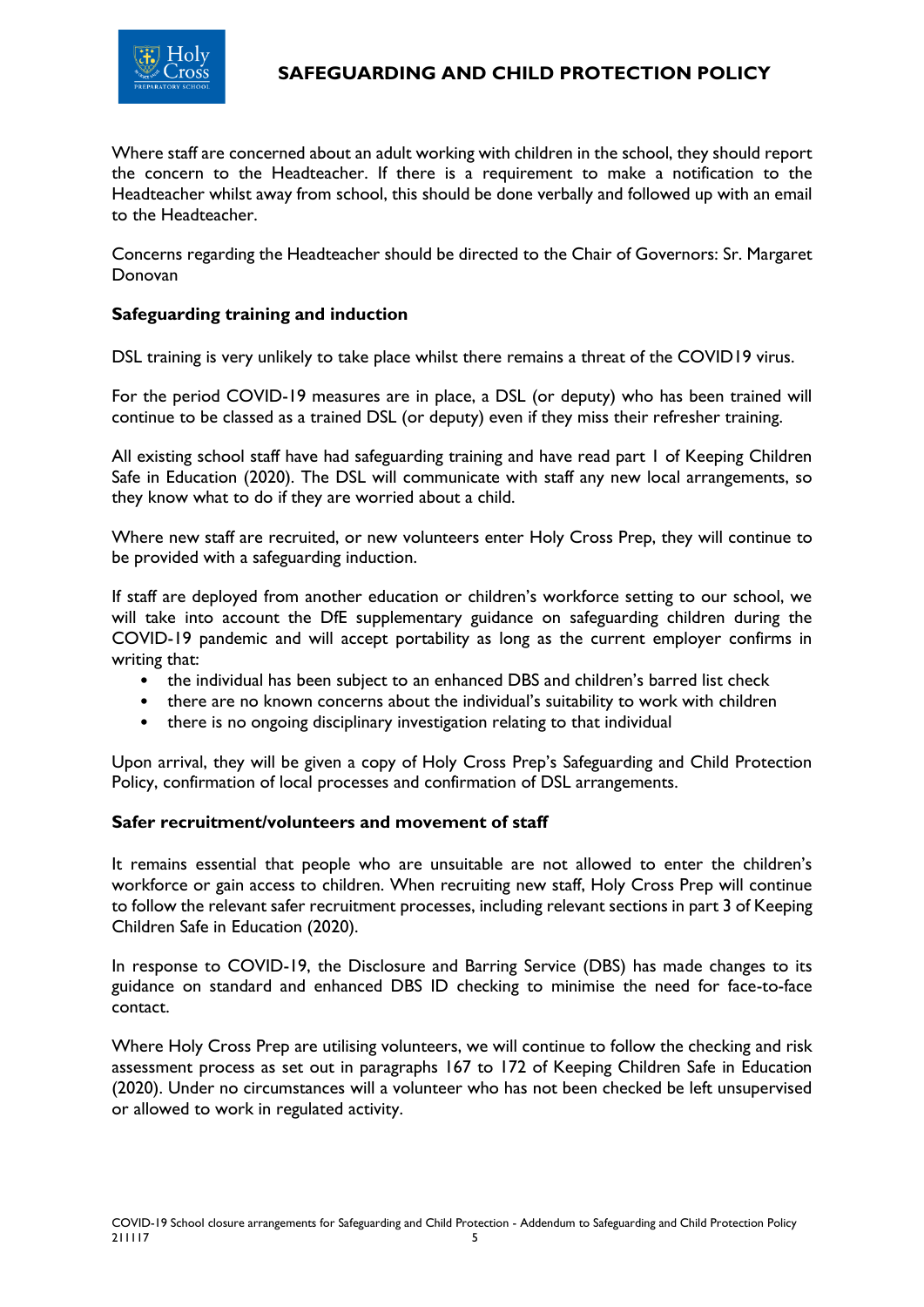Where staff are concerned about an adult working with children in the school, they should report the concern to the Headteacher. If there is a requirement to make a notification to the Headteacher whilst away from school, this should be done verbally and followed up with an email to the Headteacher.

Concerns regarding the Headteacher should be directed to the Chair of Governors: Sr. Margaret Donovan

**Safeguarding training and induction**

DSL training is very unlikely to take place whilst there remains a threat of the COVID19 virus.

For the period COVID-19 measures are in place, a DSL (or deputy) who has been trained will continue to be classed as a trained DSL (or deputy) even if they miss their refresher training.

All existing school staff have had safeguarding training and have read part 1 of Keeping Children Safe in Education (2020). The DSL will communicate with staff any new local arrangements, so they know what to do if they are worried about a child.

Where new staff are recruited, or new volunteers enter Holy Cross Prep, they will continue to be provided with a safeguarding induction.

If staff are deployed from another education or children's workforce setting to our school, we will take into account the DfE supplementary guidance on safeguarding children during the COVID-19 pandemic and will accept portability as long as the current employer confirms in writing that:

- the individual has been subject to an enhanced DBS and children's barred list check
- there are no known concerns about the individual's suitability to work with children
- there is no ongoing disciplinary investigation relating to that individual

Upon arrival, they will be given a copy of Holy Cross Prep's Safeguarding and Child Protection Policy, confirmation of local processes and confirmation of DSL arrangements.

**Safer recruitment/volunteers and movement of staff**

It remains essential that people who are unsuitable are not allowed to enter the children's workforce or gain access to children. When recruiting new staff, Holy Cross Prep will continue to follow the relevant safer recruitment processes, including relevant sections in part 3 of Keeping Children Safe in Education (2020).

In response to COVID-19, the Disclosure and Barring Service (DBS) has made changes to its guidance on standard and enhanced DBS ID checking to minimise the need for face-to-face contact.

Where Holy Cross Prep are utilising volunteers, we will continue to follow the checking and risk assessment process as set out in paragraphs 167 to 172 of Keeping Children Safe in Education (2020). Under no circumstances will a volunteer who has not been checked be left unsupervised or allowed to work in regulated activity.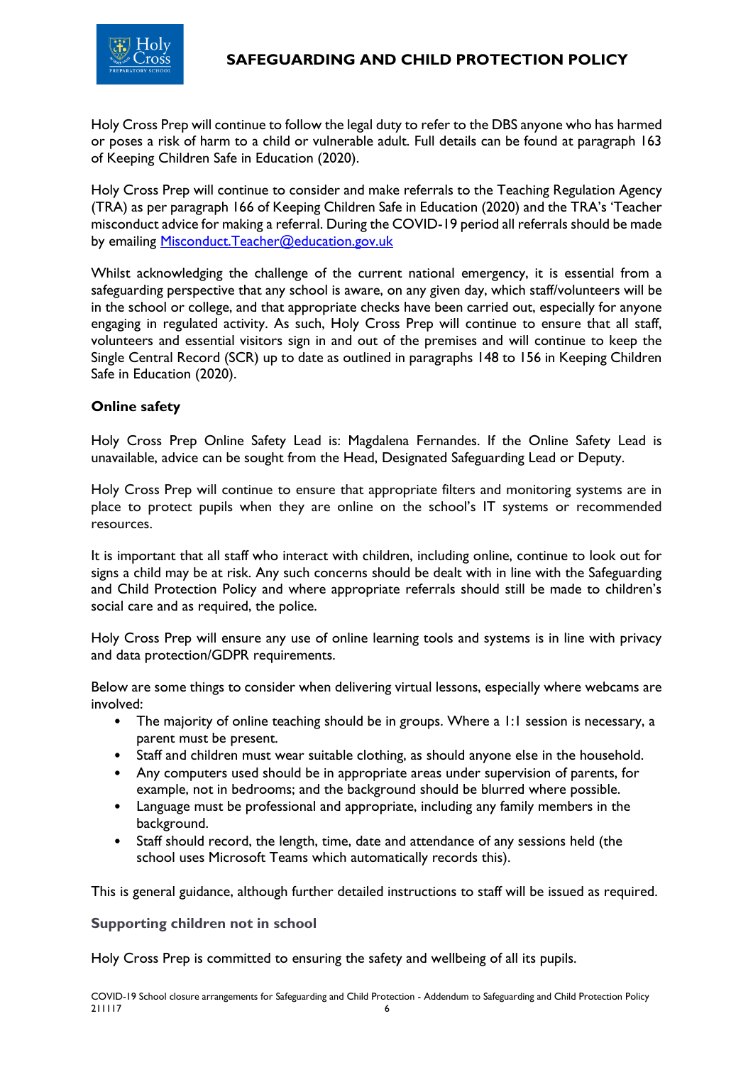Holy Cross Prep will continue to follow the legal duty to refer to the DBS anyone who has harmed or poses a risk of harm to a child or vulnerable adult. Full details can be found at paragraph 163 of Keeping Children Safe in Education (2020).

Holy Cross Prep will continue to consider and make referrals to the Teaching Regulation Agency (TRA) as per paragraph 166 of Keeping Children Safe in Education (2020) and the TRA's 'Teacher misconduct advice for making a referral. During the COVID-19 period all referrals should be made by emailing [Misconduct.Teacher@education.gov.uk](mailto:Misconduct.Teacher@education.gov.uk)

Whilst acknowledging the challenge of the current national emergency, it is essential from a safeguarding perspective that any school is aware, on any given day, which staff/volunteers will be in the school or college, and that appropriate checks have been carried out, especially for anyone engaging in regulated activity. As such, Holy Cross Prep will continue to ensure that all staff, volunteers and essential visitors sign in and out of the premises and will continue to keep the Single Central Record (SCR) up to date as outlined in paragraphs 148 to 156 in Keeping Children Safe in Education (2020).

### Online safety

Holy Cross Prep Online Safety Lead is: Magdalena Fernandes. If the Online Safety Lead is unavailable, advice can be sought from the Head, Designated Safeguarding Lead or Deputy.

Holy Cross Prep will continue to ensure that appropriate filters and monitoring systems are in place to protect pupils when they are online on the school's IT systems or recommended resources.

It is important that all staff who interact with children, including online, continue to look out for signs a child may be at risk. Any such concerns should be dealt with in line with the Safeguarding and Child Protection Policy and where appropriate referrals should still be made to children's social care and as required, the police.

Holy Cross Prep will ensure any use of online learning tools and systems is in line with privacy and data protection/GDPR requirements.

Below are some things to consider when delivering virtual lessons, especially where webcams are involved:

- The majority of online teaching should be in groups. Where a 1:1 session is necessary, a parent must be present.
- Staff and children must wear suitable clothing, as should anyone else in the household.
- Any computers used should be in appropriate areas under supervision of parents, for example, not in bedrooms; and the background should be blurred where possible.
- Language must be professional and appropriate, including any family members in the background.
- Staff should record, the length, time, date and attendance of any sessions held (the school uses Microsoft Teams which automatically records this).

This is general guidance, although further detailed instructions to staff will be issued as required.

### Supporting children not in school

Holy Cross Prep is committed to ensuring the safety and wellbeing of all its pupils.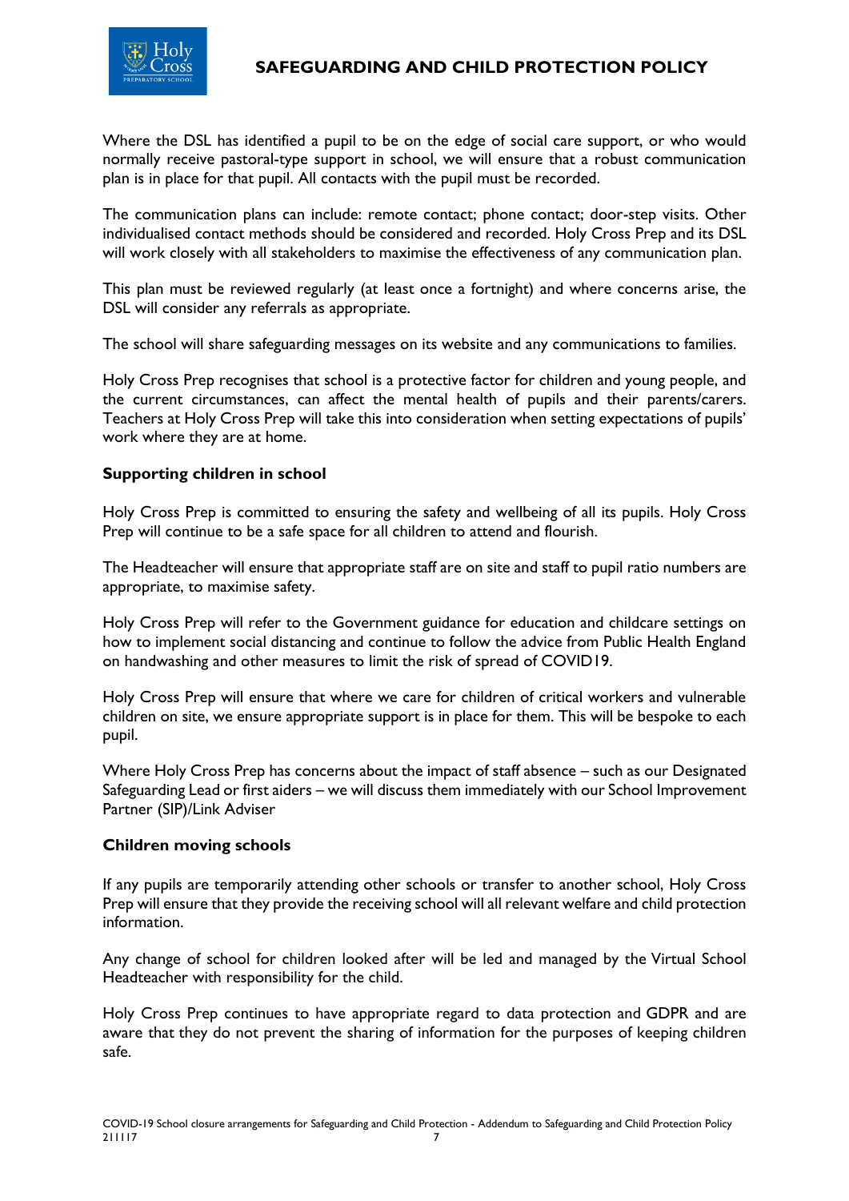Where the DSL has identified a pupil to be on the edge of social care support, or who would normally receive pastoral-type support in school, we will ensure that a robust communication plan is in place for that pupil. All contacts with the pupil must be recorded.

The communication plans can include: remote contact; phone contact; door-step visits. Other individualised contact methods should be considered and recorded. Holy Cross Prep and its DSL will work closely with all stakeholders to maximise the effectiveness of any communication plan.

This plan must be reviewed regularly (at least once a fortnight) and where concerns arise, the DSL will consider any referrals as appropriate.

The school will share safeguarding messages on its website and any communications to families.

Holy Cross Prep recognises that school is a protective factor for children and young people, and the current circumstances, can affect the mental health of pupils and their parents/carers. Teachers at Holy Cross Prep will take this into consideration when setting expectations of pupils' work where they are at home.

**Supporting children in school**

Holy Cross Prep is committed to ensuring the safety and wellbeing of all its pupils. Holy Cross Prep will continue to be a safe space for all children to attend and flourish.

The Headteacher will ensure that appropriate staff are on site and staff to pupil ratio numbers are appropriate, to maximise safety.

Holy Cross Prep will refer to the Government guidance for education and childcare settings on how to implement social distancing and continue to follow the advice from Public Health England on handwashing and other measures to limit the risk of spread of COVID19.

Holy Cross Prep will ensure that where we care for children of critical workers and vulnerable children on site, we ensure appropriate support is in place for them. This will be bespoke to each pupil.

Where Holy Cross Prep has concerns about the impact of staff absence – such as our Designated Safeguarding Lead or first aiders – we will discuss them immediately with our School Improvement Partner (SIP)/Link Adviser

**Children moving schools**

If any pupils are temporarily attending other schools or transfer to another school, Holy Cross Prep will ensure that they provide the receiving school will all relevant welfare and child protection information.

Any change of school for children looked after will be led and managed by the Virtual School Headteacher with responsibility for the child.

Holy Cross Prep continues to have appropriate regard to data protection and GDPR and are aware that they do not prevent the sharing of information for the purposes of keeping children safe.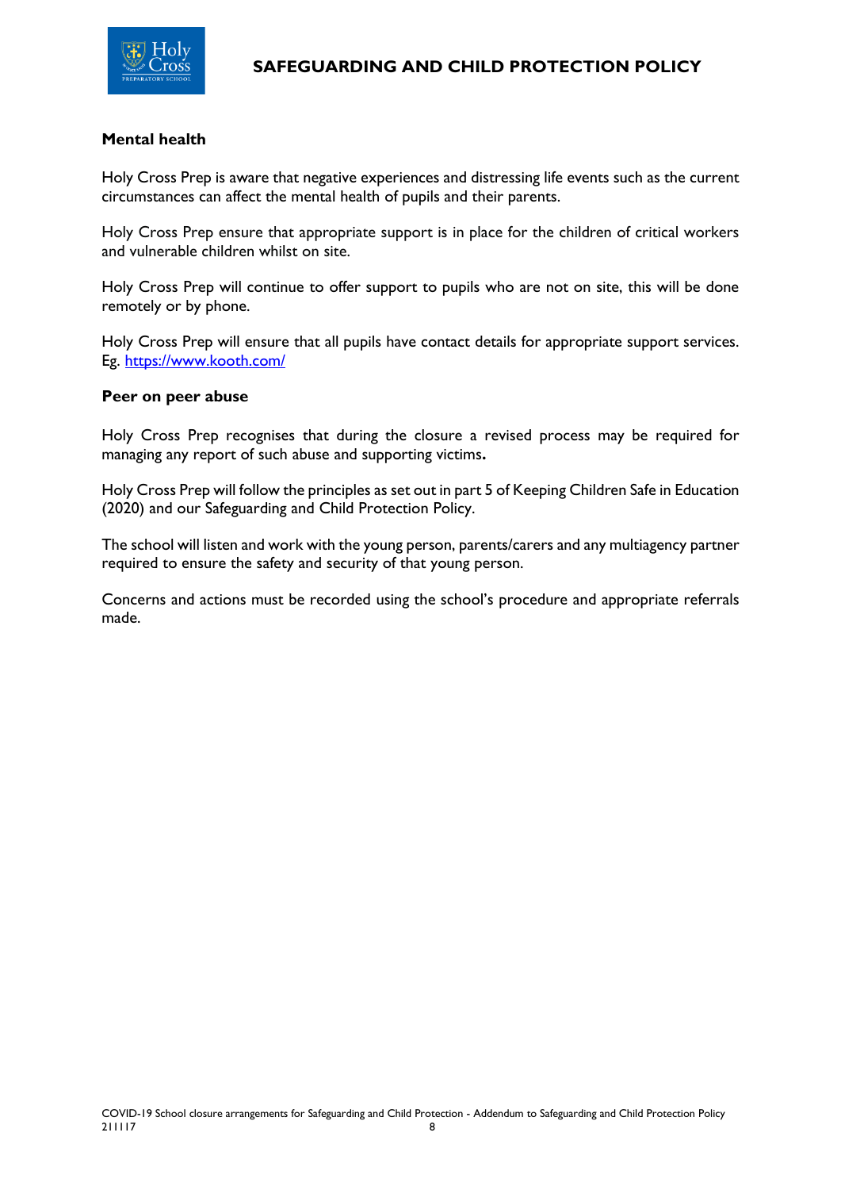### Mental health

Holy Cross Prep is aware that negative experiences and distressing life events such as the current circumstances can affect the mental health of pupils and their parents.

Holy Cross Prep ensure that appropriate support is in place for the children of critical workers and vulnerable children whilst on site.

Holy Cross Prep will continue to offer support to pupils who are not on site, this will be done remotely or by phone.

Holy Cross Prep will ensure that all pupils have contact details for appropriate support services. Eg. [https://www.kooth.com/](https://www.kooth.com/)

### Peer on peer abuse

Holy Cross Prep recognises that during the closure a revised process may be required for managing any report of such abuse and supporting victims**.**

Holy Cross Prep will follow the principles as set out in part 5 of Keeping Children Safe in Education (2020) and our Safeguarding and Child Protection Policy.

The school will listen and work with the young person, parents/carers and any multiagency partner required to ensure the safety and security of that young person.

Concerns and actions must be recorded using the school's procedure and appropriate referrals made.